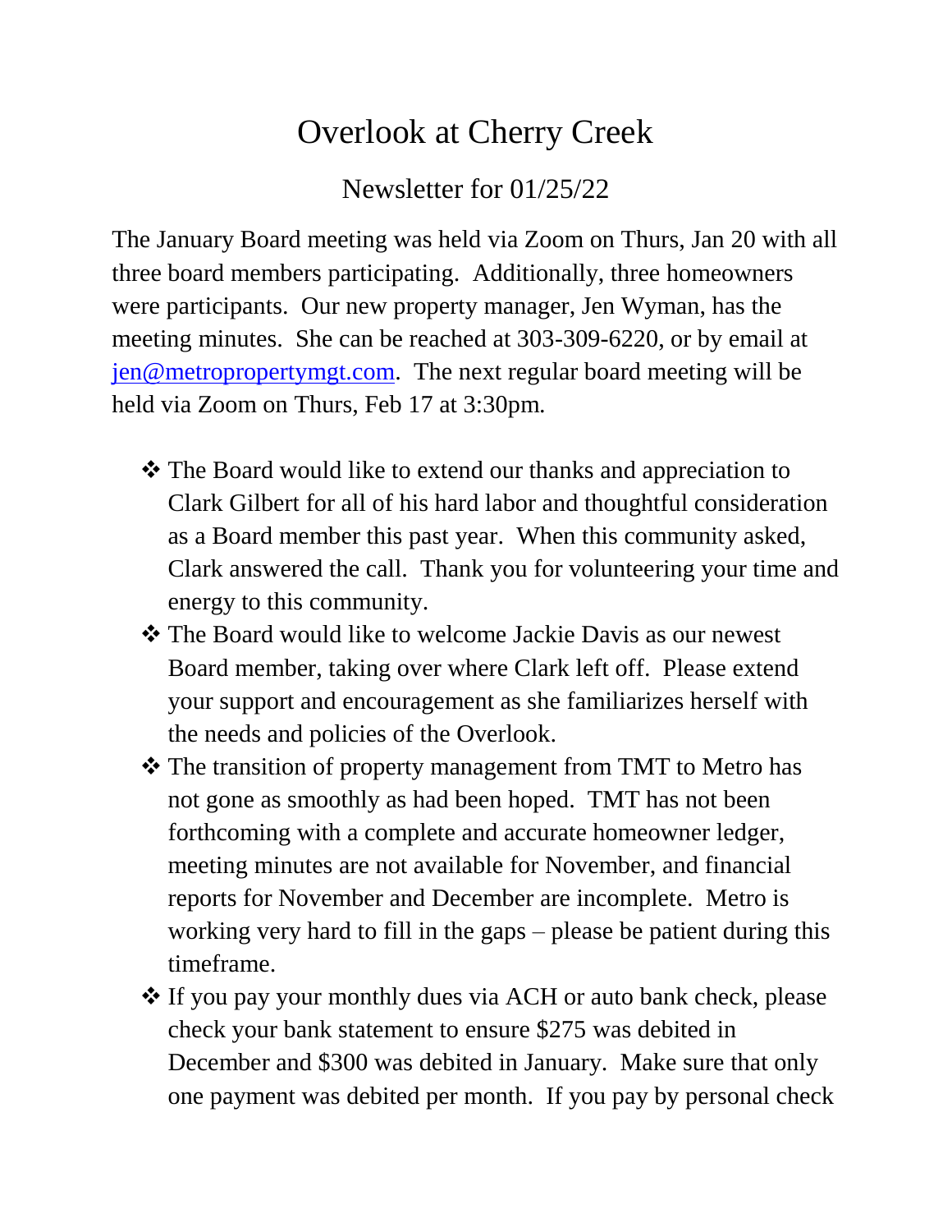# Overlook at Cherry Creek

## Newsletter for 01/25/22

The January Board meeting was held via Zoom on Thurs, Jan 20 with all three board members participating. Additionally, three homeowners were participants. Our new property manager, Jen Wyman, has the meeting minutes. She can be reached at 303-309-6220, or by email at [jen@metropropertymgt.com](mailto:jen@metropropertymgt.com). The next regular board meeting will be held via Zoom on Thurs, Feb 17 at 3:30pm.

- The Board would like to extend our thanks and appreciation to Clark Gilbert for all of his hard labor and thoughtful consideration as a Board member this past year. When this community asked, Clark answered the call. Thank you for volunteering your time and energy to this community.
- The Board would like to welcome Jackie Davis as our newest Board member, taking over where Clark left off. Please extend your support and encouragement as she familiarizes herself with the needs and policies of the Overlook.
- The transition of property management from TMT to Metro has not gone as smoothly as had been hoped. TMT has not been forthcoming with a complete and accurate homeowner ledger, meeting minutes are not available for November, and financial reports for November and December are incomplete. Metro is working very hard to fill in the gaps – please be patient during this timeframe.
- If you pay your monthly dues via ACH or auto bank check, please check your bank statement to ensure $275 was debited in December and $300 was debited in January. Make sure that only one payment was debited per month. If you pay by personal check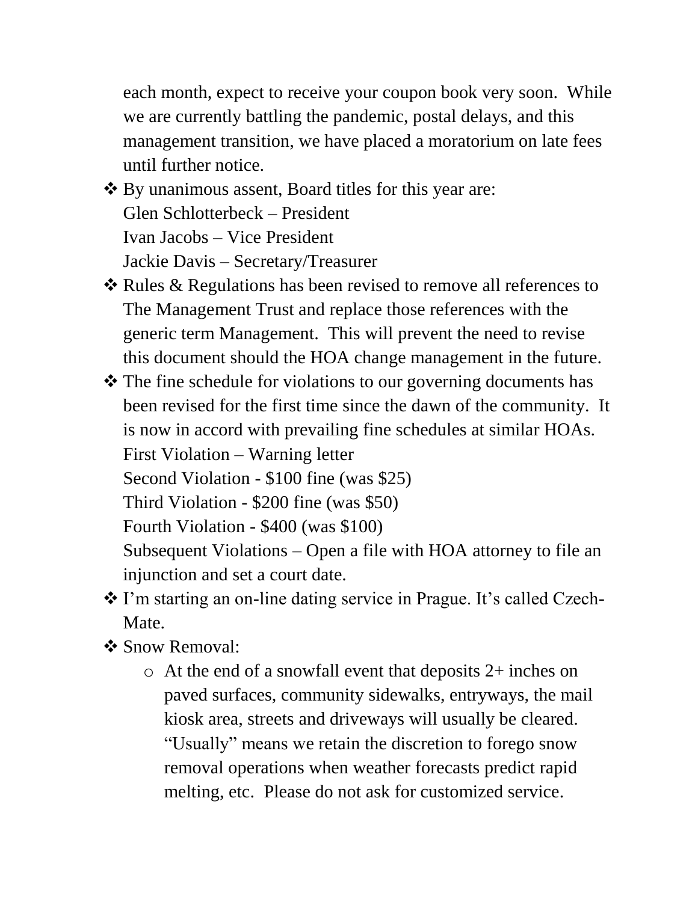each month, expect to receive your coupon book very soon. While we are currently battling the pandemic, postal delays, and this management transition, we have placed a moratorium on late fees until further notice.

- By unanimous assent, Board titles for this year are:
  Glen Schlotterbeck – President
  Ivan Jacobs – Vice President
  Jackie Davis – Secretary/Treasurer
- Rules & Regulations has been revised to remove all references to The Management Trust and replace those references with the generic term Management. This will prevent the need to revise this document should the HOA change management in the future.
- The fine schedule for violations to our governing documents has been revised for the first time since the dawn of the community. It is now in accord with prevailing fine schedules at similar HOAs.
  First Violation – Warning letter
  Second Violation - $100 fine (was $25)
  Third Violation - $200 fine (was $50)
  Fourth Violation - $400 (was $100)
  Subsequent Violations – Open a file with HOA attorney to file an injunction and set a court date.
- I'm starting an on-line dating service in Prague. It's called Czech-Mate.
- Snow Removal:
  - At the end of a snowfall event that deposits 2+ inches on paved surfaces, community sidewalks, entryways, the mail kiosk area, streets and driveways will usually be cleared. "Usually" means we retain the discretion to forego snow removal operations when weather forecasts predict rapid melting, etc. Please do not ask for customized service.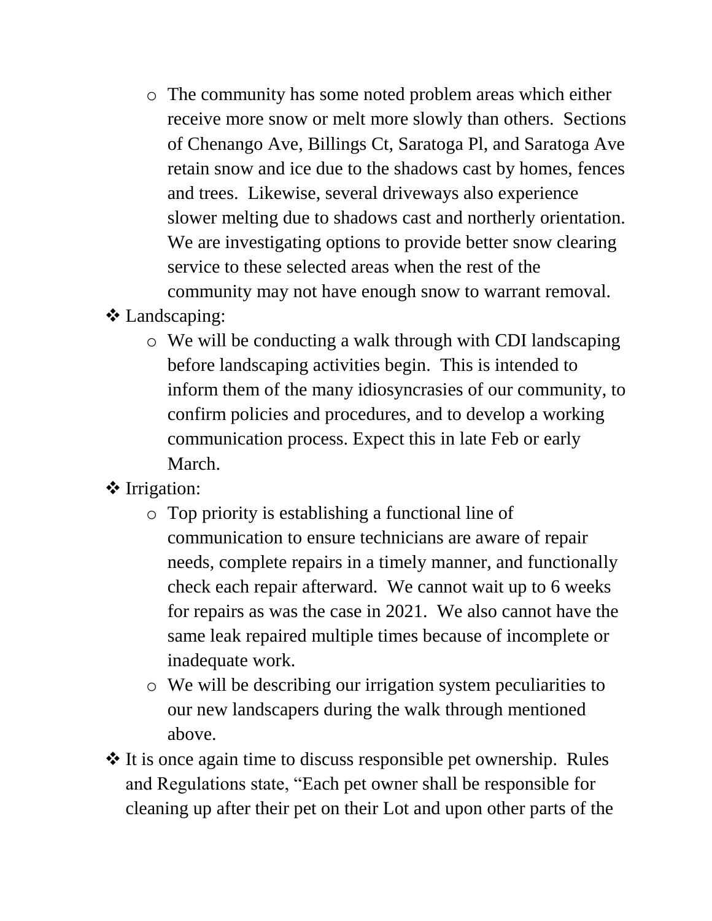- The community has some noted problem areas which either receive more snow or melt more slowly than others. Sections of Chenango Ave, Billings Ct, Saratoga Pl, and Saratoga Ave retain snow and ice due to the shadows cast by homes, fences and trees. Likewise, several driveways also experience slower melting due to shadows cast and northerly orientation. We are investigating options to provide better snow clearing service to these selected areas when the rest of the community may not have enough snow to warrant removal.
- Landscaping:
  - We will be conducting a walk through with CDI landscaping before landscaping activities begin. This is intended to inform them of the many idiosyncrasies of our community, to confirm policies and procedures, and to develop a working communication process. Expect this in late Feb or early March.
- Irrigation:
  - Top priority is establishing a functional line of communication to ensure technicians are aware of repair needs, complete repairs in a timely manner, and functionally check each repair afterward. We cannot wait up to 6 weeks for repairs as was the case in 2021. We also cannot have the same leak repaired multiple times because of incomplete or inadequate work.
  - We will be describing our irrigation system peculiarities to our new landscapers during the walk through mentioned above.
- It is once again time to discuss responsible pet ownership. Rules and Regulations state, "Each pet owner shall be responsible for cleaning up after their pet on their Lot and upon other parts of the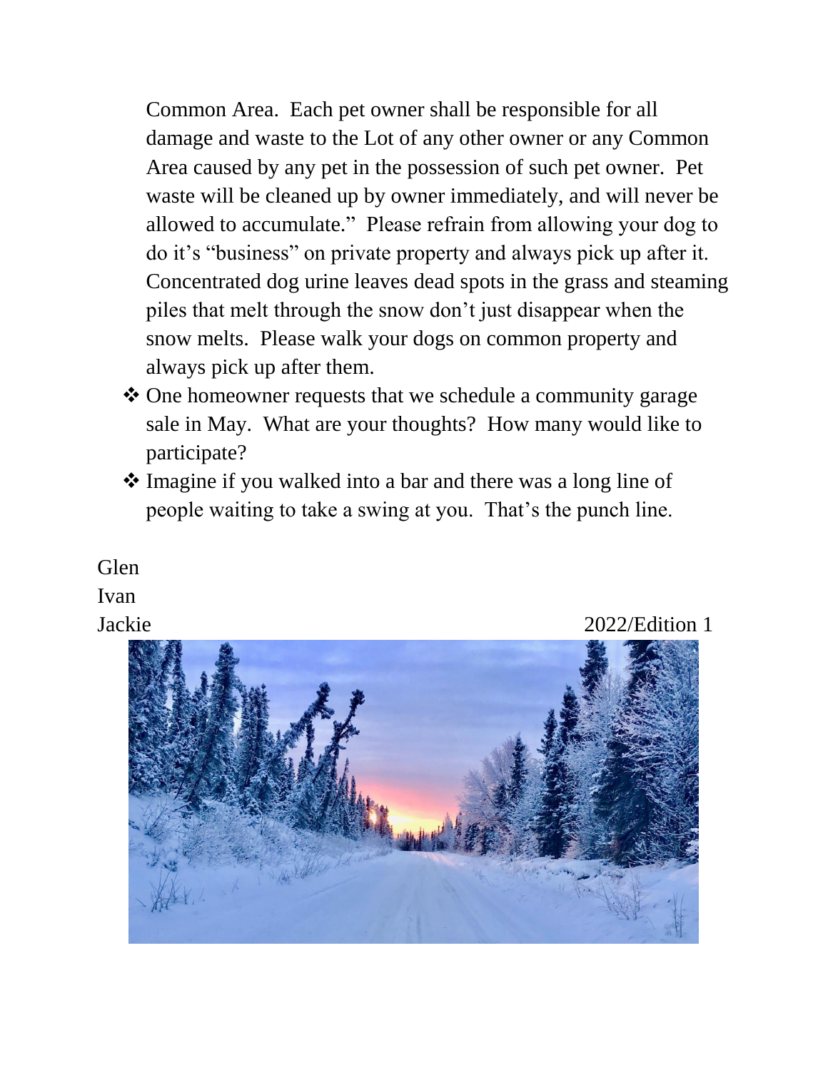Common Area. Each pet owner shall be responsible for all damage and waste to the Lot of any other owner or any Common Area caused by any pet in the possession of such pet owner. Pet waste will be cleaned up by owner immediately, and will never be allowed to accumulate." Please refrain from allowing your dog to do it's "business" on private property and always pick up after it. Concentrated dog urine leaves dead spots in the grass and steaming piles that melt through the snow don't just disappear when the snow melts. Please walk your dogs on common property and always pick up after them.

- One homeowner requests that we schedule a community garage sale in May. What are your thoughts? How many would like to participate?
- Imagine if you walked into a bar and there was a long line of people waiting to take a swing at you. That's the punch line.

Glen
Ivan
Jackie

2022/Edition 1